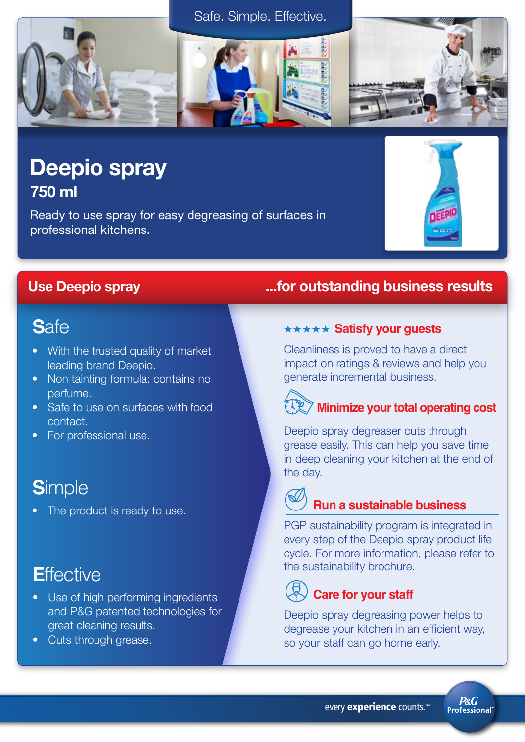Safe. Simple. Effective.

# Deepio spray

## 750 ml

Ready to use spray for easy degreasing of surfaces in professional kitchens.

## Use Deepio spray ...for outstanding business results

### Safe

- With the trusted quality of market leading brand Deepio.
- Non tainting formula: contains no perfume.
- Safe to use on surfaces with food contact.
- For professional use.

### Simple

- The product is ready to use.

### Effective

- Use of high performing ingredients and P&G patented technologies for great cleaning results.
- Cuts through grease.

### ★★★★★ Satisfy your guests

Cleanliness is proved to have a direct impact on ratings & reviews and help you generate incremental business.

### Minimize your total operating cost

Deepio spray degreaser cuts through grease easily. This can help you save time in deep cleaning your kitchen at the end of the day.

### Run a sustainable business

PGP sustainability program is integrated in every step of the Deepio spray product life cycle. For more information, please refer to the sustainability brochure.

### Care for your staff

Deepio spray degreasing power helps to degrease your kitchen in an efficient way, so your staff can go home early.

every **experience** counts.™

P&G Professional™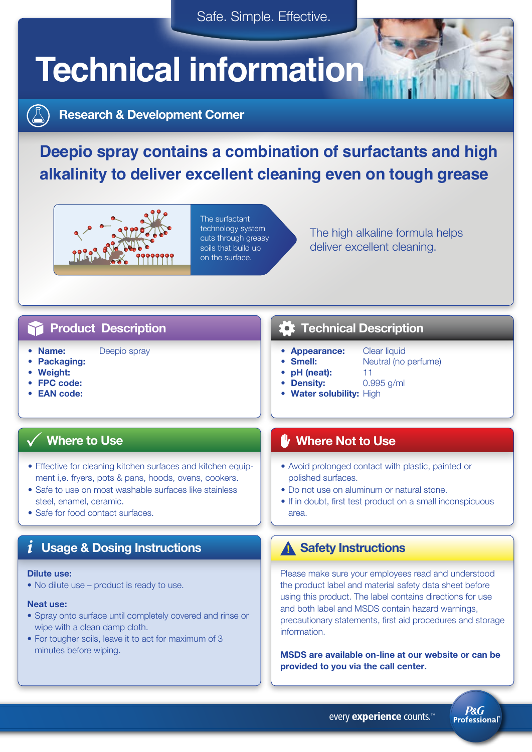Safe. Simple. Effective.

# Technical information

## Research & Development Corner

### Deepio spray contains a combination of surfactants and high alkalinity to deliver excellent cleaning even on tough grease

The surfactant technology system cuts through greasy soils that build up on the surface.

The high alkaline formula helps deliver excellent cleaning.

## Product Description

- **Name:** Deepio spray
- **Packaging:**
- **Weight:**
- **FPC code:**
- **EAN code:**

## Technical Description

- **Appearance:** Clear liquid
- **Smell:** Neutral (no perfume)
- **pH (neat):** 11
- **Density:** 0.995 g/ml
- **Water solubility:** High

## Where to Use

- Effective for cleaning kitchen surfaces and kitchen equipment i,e. fryers, pots & pans, hoods, ovens, cookers.
- Safe to use on most washable surfaces like stainless steel, enamel, ceramic.
- Safe for food contact surfaces.

## Where Not to Use

- Avoid prolonged contact with plastic, painted or polished surfaces.
- Do not use on aluminum or natural stone.
- If in doubt, first test product on a small inconspicuous area.

## Usage & Dosing Instructions

**Dilute use:**

- No dilute use – product is ready to use.

**Neat use:**

- Spray onto surface until completely covered and rinse or wipe with a clean damp cloth.
- For tougher soils, leave it to act for maximum of 3 minutes before wiping.

## Safety Instructions

Please make sure your employees read and understood the product label and material safety data sheet before using this product. The label contains directions for use and both label and MSDS contain hazard warnings, precautionary statements, first aid procedures and storage information.

**MSDS are available on-line at our website or can be provided to you via the call center.**

every **experience** counts.™

P&G Professional™